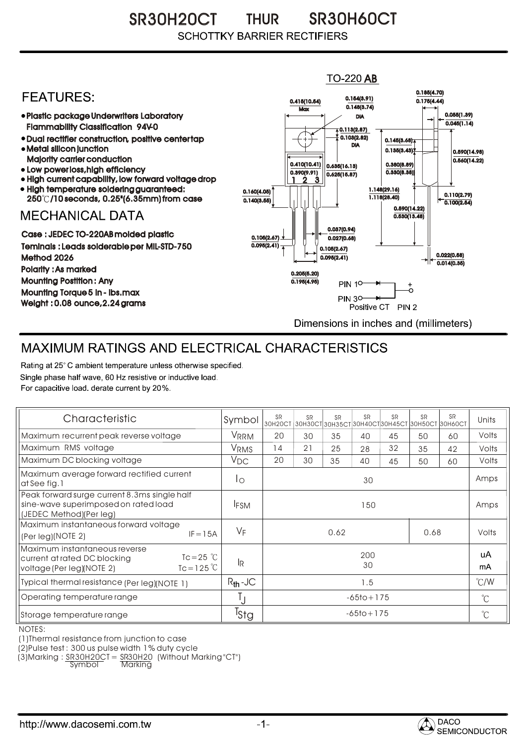# SR30H20CT THUR SR30H60CT

SCHOTTKY BARRIER RECTIFIERS

## FEATURES:

- Plastic package Underwriters Laboratory Flammability Classification 94V-0
- Dual rectifier construction, positive centertap
- Metal silicon junction Majority carrier conduction
- Low power loss,high efficiency
- High current capability, low forward voltage drop
- High temperature soldering guaranteed: 250℃/10 seconds, 0.25"(6.35mm) from case

## MECHANICAL DATA

Case : JEDEC TO-220AB molded plastic

Teminals : Leads solderable per MIL-STD-750 Method 2026

Polarity : As marked

Mounting Postition : Any

Mounting Torque 5 in - lbs.max

Weight : 0.08 ounce,2.24 grams

TO-220 AB

0.415(10.54) Max; 0.154(3.91) / 0.148(3.74) DIA; 0.185(4.70) / 0.175(4.44); 0.055(1.39) / 0.045(1.14); 0.113(2.87) / 0.103(2.62) DIA; 0.145(3.68) / 0.135(3.43); 0.590(14.98) / 0.560(14.22); 0.410(10.41) / 0.390(9.91); 0.635(16.13) / 0.625(15.87); 0.350(8.89) / 0.330(8.38); 0.160(4.05) / 0.140(3.55); 1.148(29.16) / 1.118(28.40); 0.110(2.79) / 0.100(2.54); 0.560(14.22) / 0.530(13.48); 0.037(0.94) / 0.027(0.68); 0.105(2.67) / 0.095(2.41); 0.105(2.67) / 0.095(2.41); 0.022(0.56) / 0.014(0.35); 0.205(5.20) / 0.195(4.95)

PIN 1, PIN 3, + Positive CT PIN 2

Dimensions in inches and (millimeters)

## MAXIMUM RATINGS AND ELECTRICAL CHARACTERISTICS

Rating at 25° C ambient temperature unless otherwise specified.
Single phase half wave, 60 Hz resistive or inductive load.
For capacitive load. derate current by 20%.

| Characteristic | Symbol | SR 30H20CT | SR 30H30CT | SR 30H35CT | SR 30H40CT | SR 30H45CT | SR 30H50CT | SR 30H60CT | Units |
|---|---|---|---|---|---|---|---|---|---|
| Maximum recurrent peak reverse voltage | $V_{RRM}$ | 20 | 30 | 35 | 40 | 45 | 50 | 60 | Volts |
| Maximum RMS voltage | $V_{RMS}$ | 14 | 21 | 25 | 28 | 32 | 35 | 42 | Volts |
| Maximum DC blocking voltage | $V_{DC}$ | 20 | 30 | 35 | 40 | 45 | 50 | 60 | Volts |
| Maximum average forward rectified current at See fig.1 | $I_O$ | 30 | | | | | | | Amps |
| Peak forward surge current 8.3ms single half sine-wave superimposed on rated load (JEDEC Method)(Per leg) | $I_{FSM}$ | 150 | | | | | | | Amps |
| Maximum instantaneous forward voltage (Per leg)(NOTE 2) IF=15A | $V_F$ | 0.62 | | | | | 0.68 | | Volts |
| Maximum instantaneous reverse current at rated DC blocking voltage (Per leg)(NOTE 2) Tc=25 ℃ / Tc=125 ℃ | $I_R$ | 200 / 30 | | | | | | | uA / mA |
| Typical thermal resistance (Per leg)(NOTE 1) | $R_{th}$-JC | 1.5 | | | | | | | ℃/W |
| Operating temperature range | $T_J$ | -65to+175 | | | | | | | ℃ |
| Storage temperature range | $T_{Stg}$ | -65to+175 | | | | | | | ℃ |

NOTES:

(1)Thermal resistance from junction to case

(2)Pulse test : 300 us pulse width 1% duty cycle

(3)Marking : SR30H20CT = SR30H20 (Without Marking "CT")
Symbol Marking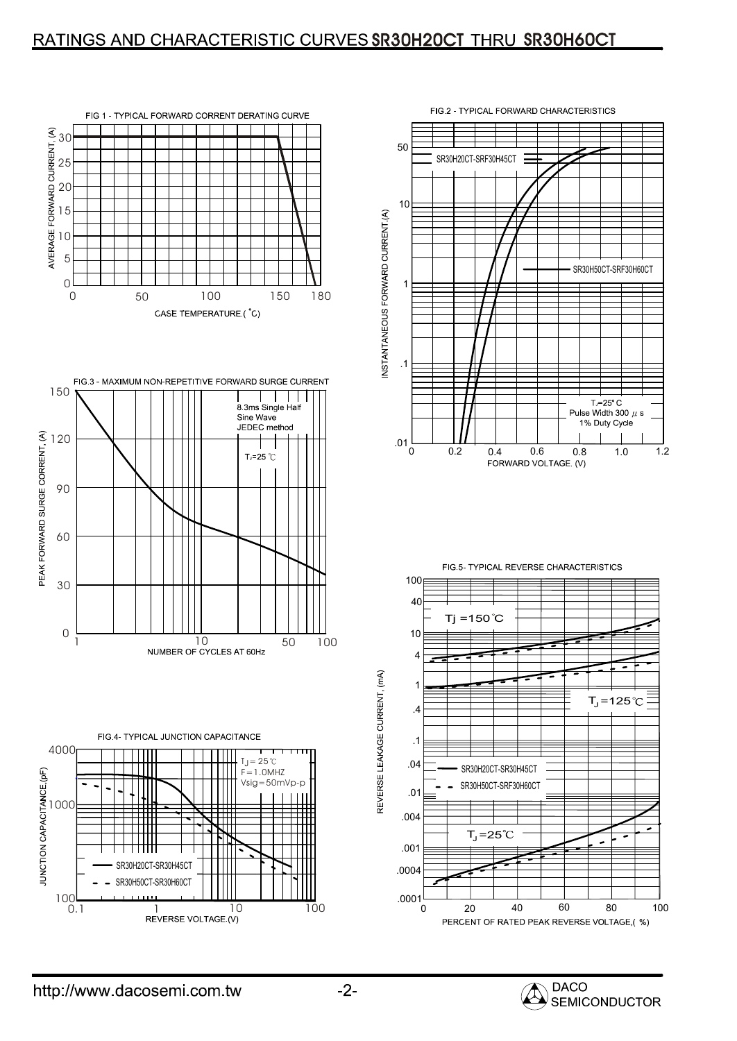# RATINGS AND CHARACTERISTIC CURVES SR30H20CT THRU SR30H60CT

FIG 1 - TYPICAL FORWARD CORRENT DERATING CURVE

AVERAGE FORWARD CURRENT, (A)

30
25
20
15
10
5
0

0 50 100 150 180

CASE TEMPERATURE.( °C)

FIG.2 - TYPICAL FORWARD CHARACTERISTICS

INSTANTANEOUS FORWARD CURRENT.(A)

50
10
1
.1
.01

SR30H20CT-SRF30H45CT

SR30H50CT-SRF30H60CT

$T_J$=25° C
Pulse Width 300 $\mu$ s
1% Duty Cycle

0 0.2 0.4 0.6 0.8 1.0 1.2

FORWARD VOLTAGE. (V)

FIG.3 - MAXIMUM NON-REPETITIVE FORWARD SURGE CURRENT

PEAK FORWARD SURGE CORRENT, (A)

150
120
90
60
30
0

8.3ms Single Half
Sine Wave
JEDEC method

$T_J$=25 ℃

1 10 50 100

NUMBER OF CYCLES AT 60Hz

FIG.4- TYPICAL JUNCTION CAPACITANCE

JUNCTION CAPACITANCE,(pF)

4000
1000
100

$T_J$= 25 ℃
F=1.0MHZ
Vsig=50mVp-p

SR30H20CT-SR30H45CT
SR30H50CT-SR30H60CT

0.1 1 10 100

REVERSE VOLTAGE.(V)

FIG.5- TYPICAL REVERSE CHARACTERISTICS

REVERSE LEAKAGE CURRENT, (mA)

100
40
10
4
1
.4
.1
.04
.01
.004
.001
.0004
.0001

Tj =150℃

$T_J$=125℃

SR30H20CT-SR30H45CT
SR30H50CT-SRF30H60CT

$T_J$=25℃

0 20 40 60 80 100

PERCENT OF RATED PEAK REVERSE VOLTAGE,( %)

http://www.dacosemi.com.tw

DACO SEMICONDUCTOR